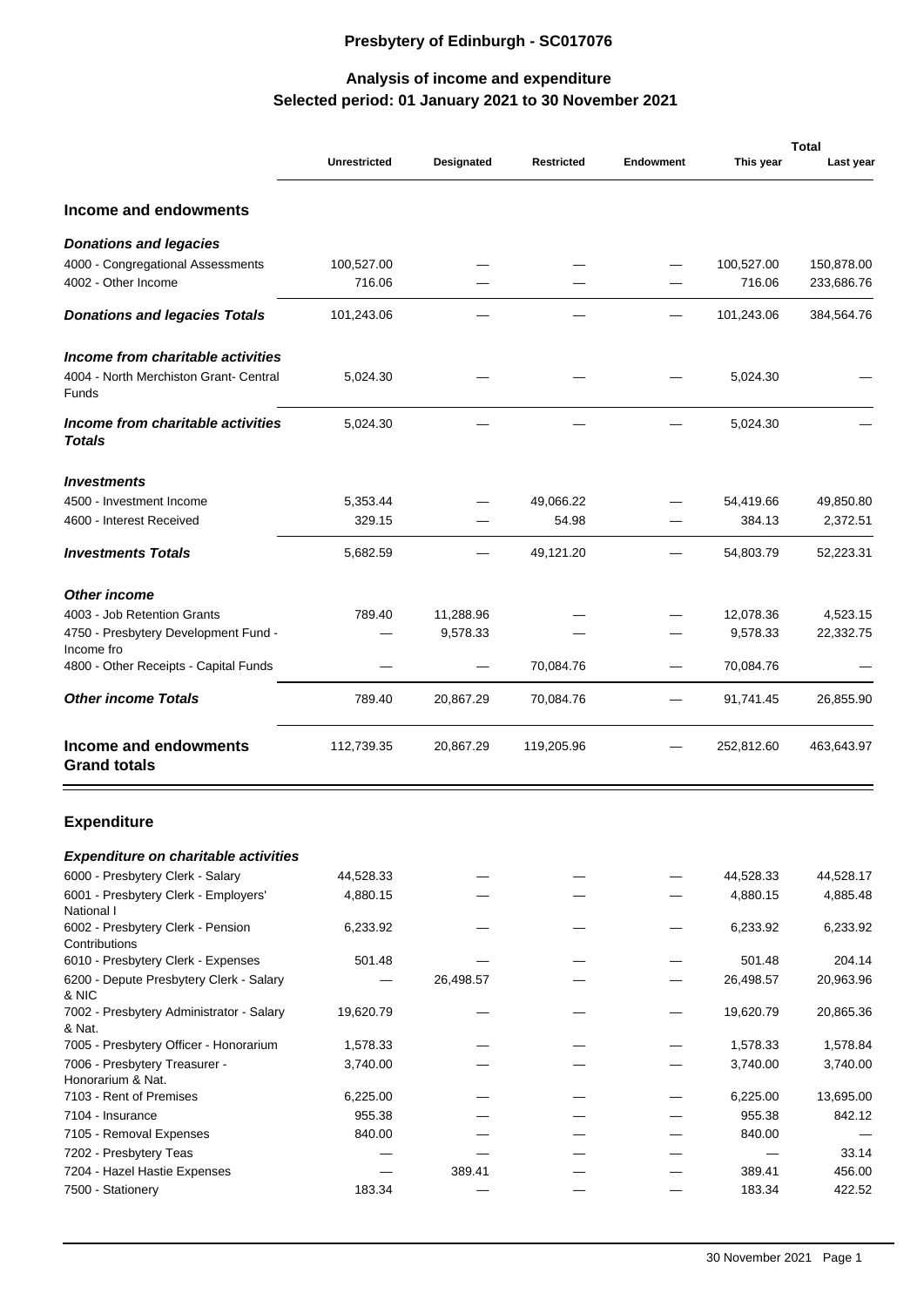# Presbytery of Edinburgh - SC017076

## Analysis of income and expenditure
## Selected period: 01 January 2021 to 30 November 2021

| | Unrestricted | Designated | Restricted | Endowment | Total | |
|---|---|---|---|---|---|---|
| | | | | | This year | Last year |
| **Income and endowments** | | | | | | |
| ***Donations and legacies*** | | | | | | |
| 4000 - Congregational Assessments | 100,527.00 | — | — | — | 100,527.00 | 150,878.00 |
| 4002 - Other Income | 716.06 | — | — | — | 716.06 | 233,686.76 |
| ***Donations and legacies Totals*** | 101,243.06 | — | — | — | 101,243.06 | 384,564.76 |
| ***Income from charitable activities*** | | | | | | |
| 4004 - North Merchiston Grant- Central Funds | 5,024.30 | — | — | — | 5,024.30 | — |
| ***Income from charitable activities Totals*** | 5,024.30 | — | — | — | 5,024.30 | — |
| ***Investments*** | | | | | | |
| 4500 - Investment Income | 5,353.44 | — | 49,066.22 | — | 54,419.66 | 49,850.80 |
| 4600 - Interest Received | 329.15 | — | 54.98 | — | 384.13 | 2,372.51 |
| ***Investments Totals*** | 5,682.59 | — | 49,121.20 | — | 54,803.79 | 52,223.31 |
| ***Other income*** | | | | | | |
| 4003 - Job Retention Grants | 789.40 | 11,288.96 | — | — | 12,078.36 | 4,523.15 |
| 4750 - Presbytery Development Fund - Income fro | — | 9,578.33 | — | — | 9,578.33 | 22,332.75 |
| 4800 - Other Receipts - Capital Funds | — | — | 70,084.76 | — | 70,084.76 | — |
| ***Other income Totals*** | 789.40 | 20,867.29 | 70,084.76 | — | 91,741.45 | 26,855.90 |
| **Income and endowments Grand totals** | 112,739.35 | 20,867.29 | 119,205.96 | — | 252,812.60 | 463,643.97 |

### Expenditure

| | Unrestricted | Designated | Restricted | Endowment | This year | Last year |
|---|---|---|---|---|---|---|
| ***Expenditure on charitable activities*** | | | | | | |
| 6000 - Presbytery Clerk - Salary | 44,528.33 | — | — | — | 44,528.33 | 44,528.17 |
| 6001 - Presbytery Clerk - Employers' National I | 4,880.15 | — | — | — | 4,880.15 | 4,885.48 |
| 6002 - Presbytery Clerk - Pension Contributions | 6,233.92 | — | — | — | 6,233.92 | 6,233.92 |
| 6010 - Presbytery Clerk - Expenses | 501.48 | — | — | — | 501.48 | 204.14 |
| 6200 - Depute Presbytery Clerk - Salary & NIC | — | 26,498.57 | — | — | 26,498.57 | 20,963.96 |
| 7002 - Presbytery Administrator - Salary & Nat. | 19,620.79 | — | — | — | 19,620.79 | 20,865.36 |
| 7005 - Presbytery Officer - Honorarium | 1,578.33 | — | — | — | 1,578.33 | 1,578.84 |
| 7006 - Presbytery Treasurer - Honorarium & Nat. | 3,740.00 | — | — | — | 3,740.00 | 3,740.00 |
| 7103 - Rent of Premises | 6,225.00 | — | — | — | 6,225.00 | 13,695.00 |
| 7104 - Insurance | 955.38 | — | — | — | 955.38 | 842.12 |
| 7105 - Removal Expenses | 840.00 | — | — | — | 840.00 | — |
| 7202 - Presbytery Teas | — | — | — | — | — | 33.14 |
| 7204 - Hazel Hastie Expenses | — | 389.41 | — | — | 389.41 | 456.00 |
| 7500 - Stationery | 183.34 | — | — | — | 183.34 | 422.52 |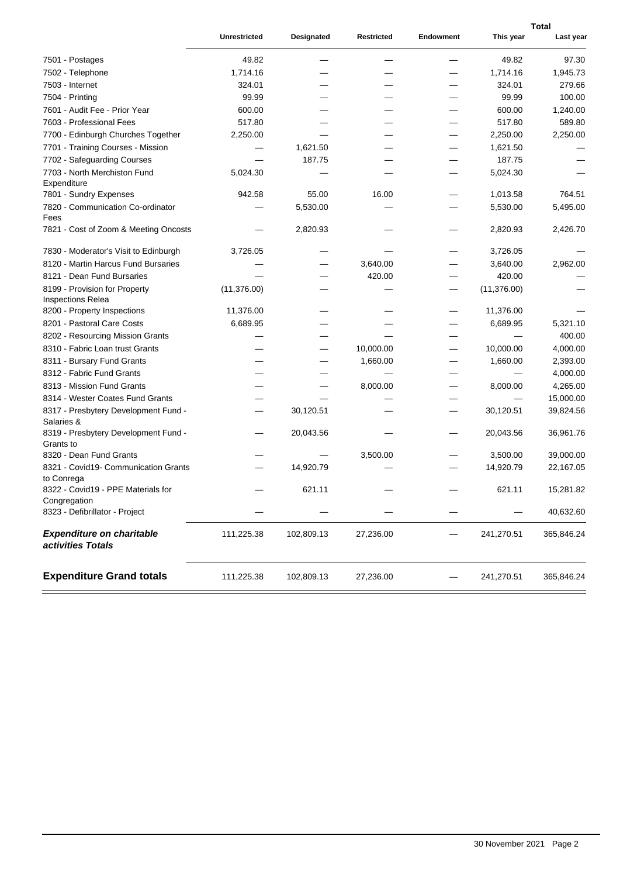| | Unrestricted | Designated | Restricted | Endowment | Total This year | Total Last year |
|---|---|---|---|---|---|---|
| 7501 - Postages | 49.82 | — | — | — | 49.82 | 97.30 |
| 7502 - Telephone | 1,714.16 | — | — | — | 1,714.16 | 1,945.73 |
| 7503 - Internet | 324.01 | — | — | — | 324.01 | 279.66 |
| 7504 - Printing | 99.99 | — | — | — | 99.99 | 100.00 |
| 7601 - Audit Fee - Prior Year | 600.00 | — | — | — | 600.00 | 1,240.00 |
| 7603 - Professional Fees | 517.80 | — | — | — | 517.80 | 589.80 |
| 7700 - Edinburgh Churches Together | 2,250.00 | — | — | — | 2,250.00 | 2,250.00 |
| 7701 - Training Courses - Mission | — | 1,621.50 | — | — | 1,621.50 | — |
| 7702 - Safeguarding Courses | — | 187.75 | — | — | 187.75 | — |
| 7703 - North Merchiston Fund Expenditure | 5,024.30 | — | — | — | 5,024.30 | — |
| 7801 - Sundry Expenses | 942.58 | 55.00 | 16.00 | — | 1,013.58 | 764.51 |
| 7820 - Communication Co-ordinator Fees | — | 5,530.00 | — | — | 5,530.00 | 5,495.00 |
| 7821 - Cost of Zoom & Meeting Oncosts | — | 2,820.93 | — | — | 2,820.93 | 2,426.70 |
| 7830 - Moderator's Visit to Edinburgh | 3,726.05 | — | — | — | 3,726.05 | — |
| 8120 - Martin Harcus Fund Bursaries | — | — | 3,640.00 | — | 3,640.00 | 2,962.00 |
| 8121 - Dean Fund Bursaries | — | — | 420.00 | — | 420.00 | — |
| 8199 - Provision for Property Inspections Relea | (11,376.00) | — | — | — | (11,376.00) | — |
| 8200 - Property Inspections | 11,376.00 | — | — | — | 11,376.00 | — |
| 8201 - Pastoral Care Costs | 6,689.95 | — | — | — | 6,689.95 | 5,321.10 |
| 8202 - Resourcing Mission Grants | — | — | — | — | — | 400.00 |
| 8310 - Fabric Loan trust Grants | — | — | 10,000.00 | — | 10,000.00 | 4,000.00 |
| 8311 - Bursary Fund Grants | — | — | 1,660.00 | — | 1,660.00 | 2,393.00 |
| 8312 - Fabric Fund Grants | — | — | — | — | — | 4,000.00 |
| 8313 - Mission Fund Grants | — | — | 8,000.00 | — | 8,000.00 | 4,265.00 |
| 8314 - Wester Coates Fund Grants | — | — | — | — | — | 15,000.00 |
| 8317 - Presbytery Development Fund - Salaries & | — | 30,120.51 | — | — | 30,120.51 | 39,824.56 |
| 8319 - Presbytery Development Fund - Grants to | — | 20,043.56 | — | — | 20,043.56 | 36,961.76 |
| 8320 - Dean Fund Grants | — | — | 3,500.00 | — | 3,500.00 | 39,000.00 |
| 8321 - Covid19- Communication Grants to Conrega | — | 14,920.79 | — | — | 14,920.79 | 22,167.05 |
| 8322 - Covid19 - PPE Materials for Congregation | — | 621.11 | — | — | 621.11 | 15,281.82 |
| 8323 - Defibrillator - Project | — | — | — | — | — | 40,632.60 |
| ***Expenditure on charitable activities Totals*** | 111,225.38 | 102,809.13 | 27,236.00 | — | 241,270.51 | 365,846.24 |
| **Expenditure Grand totals** | 111,225.38 | 102,809.13 | 27,236.00 | — | 241,270.51 | 365,846.24 |

30 November 2021